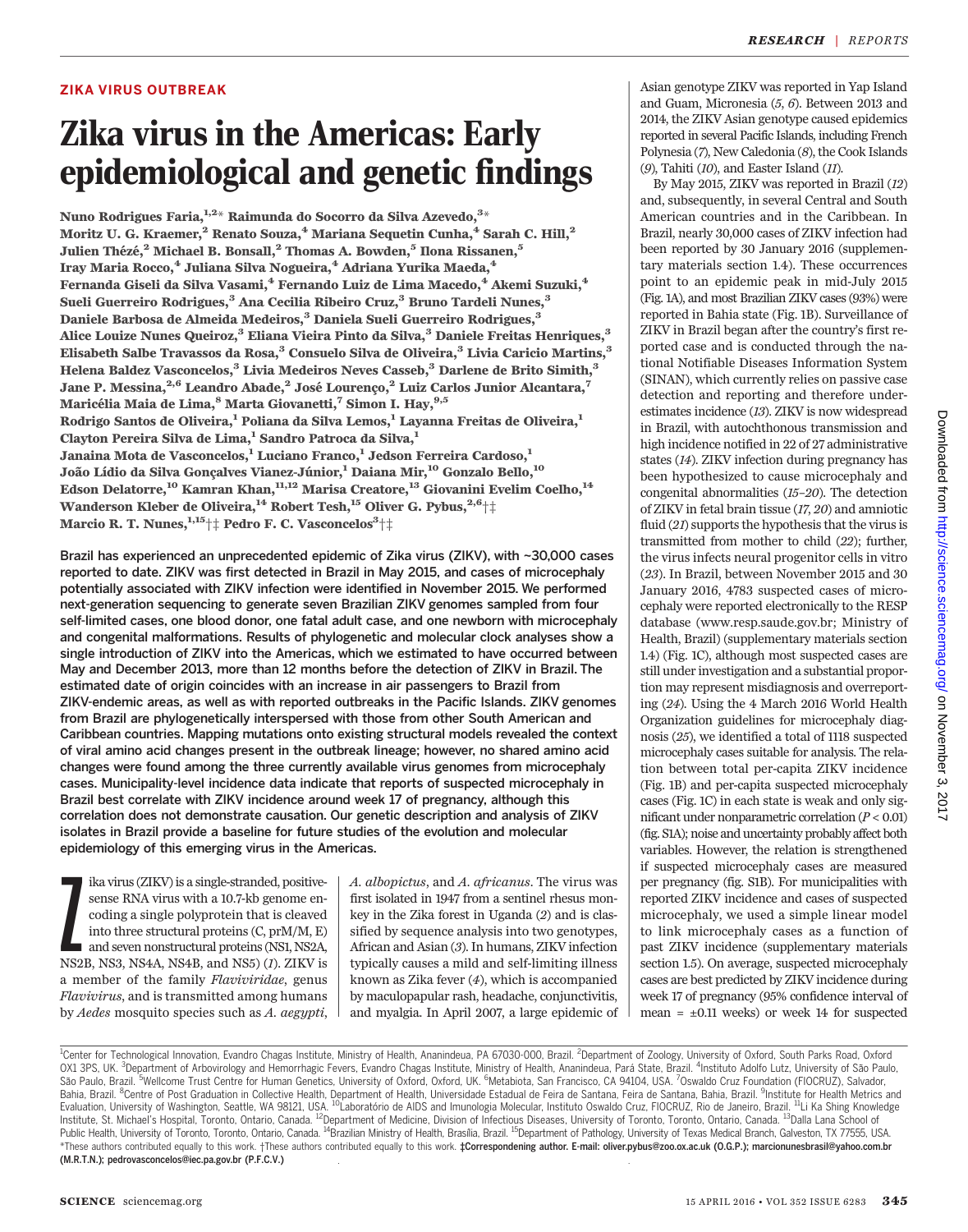ZIKA VIRUS OUTBREAK

# Zika virus in the Americas: Early epidemiological and genetic findings

Nuno Rodrigues Faria,[1,2]* Raimunda do Socorro da Silva Azevedo,[3]* Moritz U. G. Kraemer,[2] Renato Souza,[4] Mariana Sequetin Cunha,[4] Sarah C. Hill,[2] Julien Thézé,[2] Michael B. Bonsall,[2] Thomas A. Bowden,[5] Ilona Rissanen,[5] Iray Maria Rocco,[4] Juliana Silva Nogueira,[4] Adriana Yurika Maeda,[4] Fernanda Giseli da Silva Vasami,[4] Fernando Luiz de Lima Macedo,[4] Akemi Suzuki,[4] Sueli Guerreiro Rodrigues,[3] Ana Cecilia Ribeiro Cruz,[3] Bruno Tardeli Nunes,[3] Daniele Barbosa de Almeida Medeiros,[3] Daniela Sueli Guerreiro Rodrigues,[3] Alice Louize Nunes Queiroz,[3] Eliana Vieira Pinto da Silva,[3] Daniele Freitas Henriques,[3] Elisabeth Salbe Travassos da Rosa,[3] Consuelo Silva de Oliveira,[3] Livia Caricio Martins,[3] Helena Baldez Vasconcelos,[3] Livia Medeiros Neves Casseb,[3] Darlene de Brito Simith,[3] Jane P. Messina,[2,6] Leandro Abade,[2] José Lourenço,[2] Luiz Carlos Junior Alcantara,[7] Maricélia Maia de Lima,[8] Marta Giovanetti,[7] Simon I. Hay,[9,5] Rodrigo Santos de Oliveira,[1] Poliana da Silva Lemos,[1] Layanna Freitas de Oliveira,[1] Clayton Pereira Silva de Lima,[1] Sandro Patroca da Silva,[1] Janaina Mota de Vasconcelos,[1] Luciano Franco,[1] Jedson Ferreira Cardoso,[1] João Lídio da Silva Gonçalves Vianez-Júnior,[1] Daiana Mir,[10] Gonzalo Bello,[10] Edson Delatorre,[11,12] Kamran Khan,[11,12] Marisa Creatore,[13] Giovanini Evelim Coelho,[14] Wanderson Kleber de Oliveira,[14] Robert Tesh,[15] Oliver G. Pybus,[2,6]†‡ Marcio R. T. Nunes,[1,15]†‡ Pedro F. C. Vasconcelos[3]†‡

**Brazil has experienced an unprecedented epidemic of Zika virus (ZIKV), with ~30,000 cases reported to date. ZIKV was first detected in Brazil in May 2015, and cases of microcephaly potentially associated with ZIKV infection were identified in November 2015. We performed next-generation sequencing to generate seven Brazilian ZIKV genomes sampled from four self-limited cases, one blood donor, one fatal adult case, and one newborn with microcephaly and congenital malformations. Results of phylogenetic and molecular clock analyses show a single introduction of ZIKV into the Americas, which we estimated to have occurred between May and December 2013, more than 12 months before the detection of ZIKV in Brazil. The estimated date of origin coincides with an increase in air passengers to Brazil from ZIKV-endemic areas, as well as with reported outbreaks in the Pacific Islands. ZIKV genomes from Brazil are phylogenetically interspersed with those from other South American and Caribbean countries. Mapping mutations onto existing structural models revealed the context of viral amino acid changes present in the outbreak lineage; however, no shared amino acid changes were found among the three currently available virus genomes from microcephaly cases. Municipality-level incidence data indicate that reports of suspected microcephaly in Brazil best correlate with ZIKV incidence around week 17 of pregnancy, although this correlation does not demonstrate causation. Our genetic description and analysis of ZIKV isolates in Brazil provide a baseline for future studies of the evolution and molecular epidemiology of this emerging virus in the Americas.**

Zika virus (ZIKV) is a single-stranded, positive-sense RNA virus with a 10.7-kb genome encoding a single polyprotein that is cleaved into three structural proteins (C, prM/M, E) and seven nonstructural proteins (NS1, NS2A, NS2B, NS3, NS4A, NS4B, and NS5) (*1*). ZIKV is a member of the family *Flaviviridae*, genus *Flavivirus*, and is transmitted among humans by *Aedes* mosquito species such as *A. aegypti*, *A. albopictus*, and *A. africanus*. The virus was first isolated in 1947 from a sentinel rhesus monkey in the Zika forest in Uganda (*2*) and is classified by sequence analysis into two genotypes, African and Asian (*3*). In humans, ZIKV infection typically causes a mild and self-limiting illness known as Zika fever (*4*), which is accompanied by maculopapular rash, headache, conjunctivitis, and myalgia. In April 2007, a large epidemic of Asian genotype ZIKV was reported in Yap Island and Guam, Micronesia (*5*, *6*). Between 2013 and 2014, the ZIKV Asian genotype caused epidemics reported in several Pacific Islands, including French Polynesia (*7*), New Caledonia (*8*), the Cook Islands (*9*), Tahiti (*10*), and Easter Island (*11*).

By May 2015, ZIKV was reported in Brazil (*12*) and, subsequently, in several Central and South American countries and in the Caribbean. In Brazil, nearly 30,000 cases of ZIKV infection had been reported by 30 January 2016 (supplementary materials section 1.4). These occurrences point to an epidemic peak in mid-July 2015 (Fig. 1A), and most Brazilian ZIKV cases (93%) were reported in Bahia state (Fig. 1B). Surveillance of ZIKV in Brazil began after the country's first reported case and is conducted through the national Notifiable Diseases Information System (SINAN), which currently relies on passive case detection and reporting and therefore underestimates incidence (*13*). ZIKV is now widespread in Brazil, with autochthonous transmission and high incidence notified in 22 of 27 administrative states (*14*). ZIKV infection during pregnancy has been hypothesized to cause microcephaly and congenital abnormalities (*15*–*20*). The detection of ZIKV in fetal brain tissue (*17*, *20*) and amniotic fluid (*21*) supports the hypothesis that the virus is transmitted from mother to child (*22*); further, the virus infects neural progenitor cells in vitro (*23*). In Brazil, between November 2015 and 30 January 2016, 4783 suspected cases of microcephaly were reported electronically to the RESP database (www.resp.saude.gov.br; Ministry of Health, Brazil) (supplementary materials section 1.4) (Fig. 1C), although most suspected cases are still under investigation and a substantial proportion may represent misdiagnosis and overreporting (*24*). Using the 4 March 2016 World Health Organization guidelines for microcephaly diagnosis (*25*), we identified a total of 1118 suspected microcephaly cases suitable for analysis. The relation between total per-capita ZIKV incidence (Fig. 1B) and per-capita suspected microcephaly cases (Fig. 1C) in each state is weak and only significant under nonparametric correlation ($P < 0.01$) (fig. S1A); noise and uncertainty probably affect both variables. However, the relation is strengthened if suspected microcephaly cases are measured per pregnancy (fig. S1B). For municipalities with reported ZIKV incidence and cases of suspected microcephaly, we used a simple linear model to link microcephaly cases as a function of past ZIKV incidence (supplementary materials section 1.5). On average, suspected microcephaly cases are best predicted by ZIKV incidence during week 17 of pregnancy (95% confidence interval of mean = ±0.11 weeks) or week 14 for suspected

[1]Center for Technological Innovation, Evandro Chagas Institute, Ministry of Health, Ananindeua, PA 67030-000, Brazil. [2]Department of Zoology, University of Oxford, South Parks Road, Oxford OX1 3PS, UK. [3]Department of Arbovirology and Hemorrhagic Fevers, Evandro Chagas Institute, Ministry of Health, Ananindeua, Pará State, Brazil. [4]Instituto Adolfo Lutz, University of São Paulo, São Paulo, Brazil. [5]Wellcome Trust Centre for Human Genetics, University of Oxford, Oxford, UK. [6]Metabiota, San Francisco, CA 94104, USA. [7]Oswaldo Cruz Foundation (FIOCRUZ), Salvador, Bahia, Brazil. [8]Centre of Post Graduation in Collective Health, Department of Health, Universidade Estadual de Feira de Santana, Feira de Santana, Bahia, Brazil. [9]Institute for Health Metrics and Evaluation, University of Washington, Seattle, WA 98121, USA. [10]Laboratório de AIDS and Imunologia Molecular, Instituto Oswaldo Cruz, FIOCRUZ, Rio de Janeiro, Brazil. [11]Li Ka Shing Knowledge Institute, St. Michael's Hospital, Toronto, Ontario, Canada. [12]Department of Medicine, Division of Infectious Diseases, University of Toronto, Toronto, Ontario, Canada. [13]Dalla Lana School of Public Health, University of Toronto, Toronto, Ontario, Canada. [14]Brazilian Ministry of Health, Brasília, Brazil. [15]Department of Pathology, University of Texas Medical Branch, Galveston, TX 77555, USA.
*These authors contributed equally to this work. †These authors contributed equally to this work. **‡Corresponding author. E-mail: oliver.pybus@zoo.ox.ac.uk (O.G.P.); marcionunesbrasil@yahoo.com.br (M.R.T.N.); pedrovasconcelos@iec.pa.gov.br (P.F.C.V.)**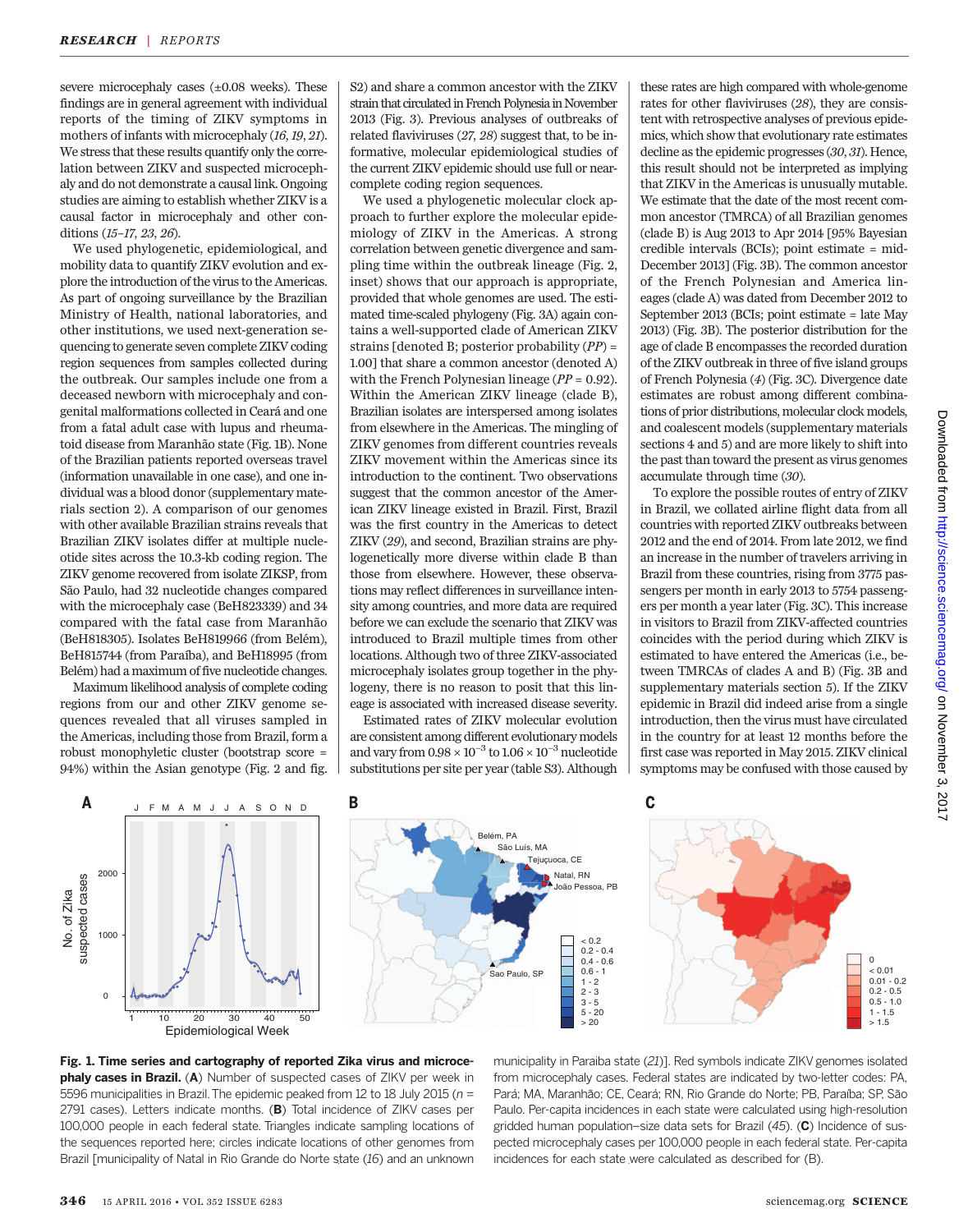severe microcephaly cases (±0.08 weeks). These findings are in general agreement with individual reports of the timing of ZIKV symptoms in mothers of infants with microcephaly (16, 19, 21). We stress that these results quantify only the correlation between ZIKV and suspected microcephaly and do not demonstrate a causal link. Ongoing studies are aiming to establish whether ZIKV is a causal factor in microcephaly and other conditions (15–17, 23, 26).

We used phylogenetic, epidemiological, and mobility data to quantify ZIKV evolution and explore the introduction of the virus to the Americas. As part of ongoing surveillance by the Brazilian Ministry of Health, national laboratories, and other institutions, we used next-generation sequencing to generate seven complete ZIKV coding region sequences from samples collected during the outbreak. Our samples include one from a deceased newborn with microcephaly and congenital malformations collected in Ceará and one from a fatal adult case with lupus and rheumatoid disease from Maranhão state (Fig. 1B). None of the Brazilian patients reported overseas travel (information unavailable in one case), and one individual was a blood donor (supplementary materials section 2). A comparison of our genomes with other available Brazilian strains reveals that Brazilian ZIKV isolates differ at multiple nucleotide sites across the 10.3-kb coding region. The ZIKV genome recovered from isolate ZIKSP, from São Paulo, had 32 nucleotide changes compared with the microcephaly case (BeH823339) and 34 compared with the fatal case from Maranhão (BeH818305). Isolates BeH819966 (from Belém), BeH815744 (from Paraíba), and BeH18995 (from Belém) had a maximum of five nucleotide changes.

Maximum likelihood analysis of complete coding regions from our and other ZIKV genome sequences revealed that all viruses sampled in the Americas, including those from Brazil, form a robust monophyletic cluster (bootstrap score = 94%) within the Asian genotype (Fig. 2 and fig. S2) and share a common ancestor with the ZIKV strain that circulated in French Polynesia in November 2013 (Fig. 3). Previous analyses of outbreaks of related flaviviruses (27, 28) suggest that, to be informative, molecular epidemiological studies of the current ZIKV epidemic should use full or near-complete coding region sequences.

We used a phylogenetic molecular clock approach to further explore the molecular epidemiology of ZIKV in the Americas. A strong correlation between genetic divergence and sampling time within the outbreak lineage (Fig. 2, inset) shows that our approach is appropriate, provided that whole genomes are used. The estimated time-scaled phylogeny (Fig. 3A) again contains a well-supported clade of American ZIKV strains [denoted B; posterior probability (PP) = 1.00] that share a common ancestor (denoted A) with the French Polynesian lineage (PP = 0.92). Within the American ZIKV lineage (clade B), Brazilian isolates are interspersed among isolates from elsewhere in the Americas. The mingling of ZIKV genomes from different countries reveals ZIKV movement within the Americas since its introduction to the continent. Two observations suggest that the common ancestor of the American ZIKV lineage existed in Brazil. First, Brazil was the first country in the Americas to detect ZIKV (29), and second, Brazilian strains are phylogenetically more diverse within clade B than those from elsewhere. However, these observations may reflect differences in surveillance intensity among countries, and more data are required before we can exclude the scenario that ZIKV was introduced to Brazil multiple times from other locations. Although two of three ZIKV-associated microcephaly isolates group together in the phylogeny, there is no reason to posit that this lineage is associated with increased disease severity.

Estimated rates of ZIKV molecular evolution are consistent among different evolutionary models and vary from $0.98 \times 10^{-3}$ to $1.06 \times 10^{-3}$ nucleotide substitutions per site per year (table S3). Although these rates are high compared with whole-genome rates for other flaviviruses (28), they are consistent with retrospective analyses of previous epidemics, which show that evolutionary rate estimates decline as the epidemic progresses (30, 31). Hence, this result should not be interpreted as implying that ZIKV in the Americas is unusually mutable. We estimate that the date of the most recent common ancestor (TMRCA) of all Brazilian genomes (clade B) is Aug 2013 to Apr 2014 [95% Bayesian credible intervals (BCIs); point estimate = mid-December 2013] (Fig. 3B). The common ancestor of the French Polynesian and America lineages (clade A) was dated from December 2012 to September 2013 (BCIs; point estimate = late May 2013) (Fig. 3B). The posterior distribution for the age of clade B encompasses the recorded duration of the ZIKV outbreak in three of five island groups of French Polynesia (4) (Fig. 3C). Divergence date estimates are robust among different combinations of prior distributions, molecular clock models, and coalescent models (supplementary materials sections 4 and 5) and are more likely to shift into the past than toward the present as virus genomes accumulate through time (30).

To explore the possible routes of entry of ZIKV in Brazil, we collated airline flight data from all countries with reported ZIKV outbreaks between 2012 and the end of 2014. From late 2012, we find an increase in the number of travelers arriving in Brazil from these countries, rising from 3775 passengers per month in early 2013 to 5754 passengers per month a year later (Fig. 3C). This increase in visitors to Brazil from ZIKV-affected countries coincides with the period during which ZIKV is estimated to have entered the Americas (i.e., between TMRCAs of clades A and B) (Fig. 3B and supplementary materials section 5). If the ZIKV epidemic in Brazil did indeed arise from a single introduction, then the virus must have circulated in the country for at least 12 months before the first case was reported in May 2015. ZIKV clinical symptoms may be confused with those caused by

**Fig. 1. Time series and cartography of reported Zika virus and microcephaly cases in Brazil.** (**A**) Number of suspected cases of ZIKV per week in 5596 municipalities in Brazil. The epidemic peaked from 12 to 18 July 2015 (n = 2791 cases). Letters indicate months. (**B**) Total incidence of ZIKV cases per 100,000 people in each federal state. Triangles indicate sampling locations of the sequences reported here; circles indicate locations of other genomes from Brazil [municipality of Natal in Rio Grande do Norte state (16) and an unknown municipality in Paraiba state (21)]. Red symbols indicate ZIKV genomes isolated from microcephaly cases. Federal states are indicated by two-letter codes: PA, Pará; MA, Maranhão; CE, Ceará; RN, Rio Grande do Norte; PB, Paraíba; SP, São Paulo. Per-capita incidences in each state were calculated using high-resolution gridded human population–size data sets for Brazil (45). (**C**) Incidence of suspected microcephaly cases per 100,000 people in each federal state. Per-capita incidences for each state were calculated as described for (B).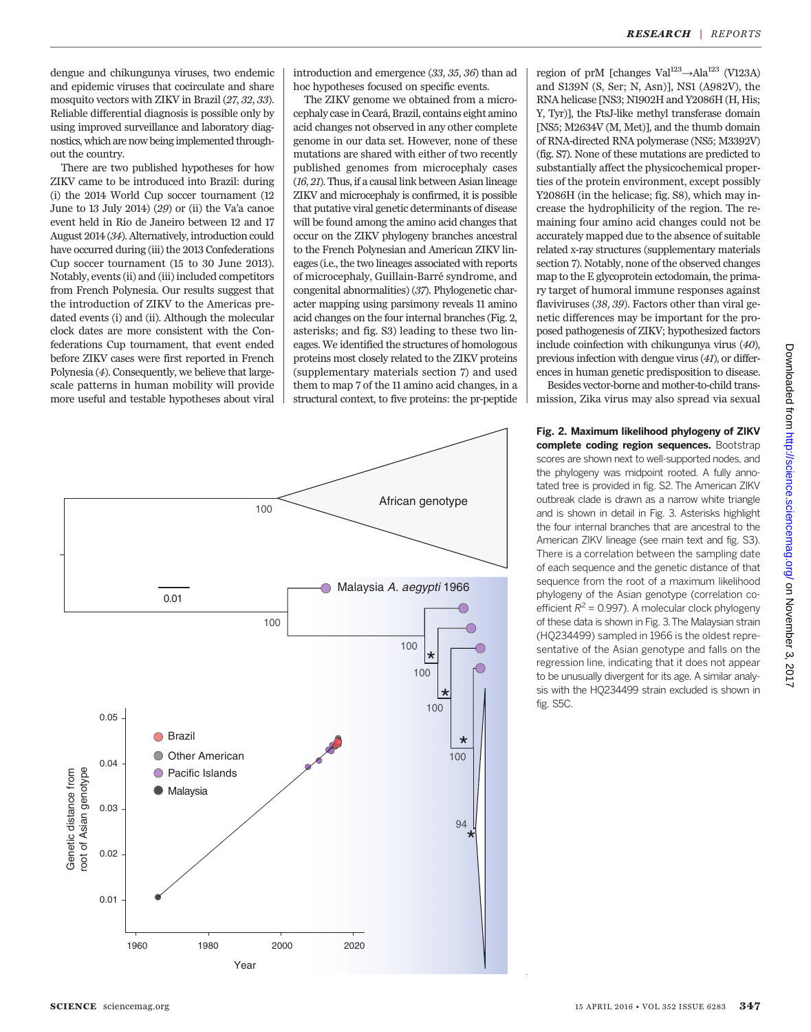dengue and chikungunya viruses, two endemic and epidemic viruses that cocirculate and share mosquito vectors with ZIKV in Brazil (27, 32, 33). Reliable differential diagnosis is possible only by using improved surveillance and laboratory diagnostics, which are now being implemented throughout the country.

There are two published hypotheses for how ZIKV came to be introduced into Brazil: during (i) the 2014 World Cup soccer tournament (12 June to 13 July 2014) (29) or (ii) the Va'a canoe event held in Rio de Janeiro between 12 and 17 August 2014 (34). Alternatively, introduction could have occurred during (iii) the 2013 Confederations Cup soccer tournament (15 to 30 June 2013). Notably, events (ii) and (iii) included competitors from French Polynesia. Our results suggest that the introduction of ZIKV to the Americas predated events (i) and (ii). Although the molecular clock dates are more consistent with the Confederations Cup tournament, that event ended before ZIKV cases were first reported in French Polynesia (4). Consequently, we believe that large-scale patterns in human mobility will provide more useful and testable hypotheses about viral introduction and emergence (33, 35, 36) than ad hoc hypotheses focused on specific events.

The ZIKV genome we obtained from a microcephaly case in Ceará, Brazil, contains eight amino acid changes not observed in any other complete genome in our data set. However, none of these mutations are shared with either of two recently published genomes from microcephaly cases (16, 21). Thus, if a causal link between Asian lineage ZIKV and microcephaly is confirmed, it is possible that putative viral genetic determinants of disease will be found among the amino acid changes that occur on the ZIKV phylogeny branches ancestral to the French Polynesian and American ZIKV lineages (i.e., the two lineages associated with reports of microcephaly, Guillain-Barré syndrome, and congenital abnormalities) (37). Phylogenetic character mapping using parsimony reveals 11 amino acid changes on the four internal branches (Fig. 2, asterisks; and fig. S3) leading to these two lineages. We identified the structures of homologous proteins most closely related to the ZIKV proteins (supplementary materials section 7) and used them to map 7 of the 11 amino acid changes, in a structural context, to five proteins: the pr-peptide region of prM [changes $Val^{123} \rightarrow Ala^{123}$ (V123A) and S139N (S, Ser; N, Asn)], NS1 (A982V), the RNA helicase [NS3; N1902H and Y2086H (H, His; Y, Tyr)], the FtsJ-like methyl transferase domain [NS5; M2634V (M, Met)], and the thumb domain of RNA-directed RNA polymerase (NS5; M3392V) (fig. S7). None of these mutations are predicted to substantially affect the physicochemical properties of the protein environment, except possibly Y2086H (in the helicase; fig. S8), which may increase the hydrophilicity of the region. The remaining four amino acid changes could not be accurately mapped due to the absence of suitable related x-ray structures (supplementary materials section 7). Notably, none of the observed changes map to the E glycoprotein ectodomain, the primary target of humoral immune responses against flaviviruses (38, 39). Factors other than viral genetic differences may be important for the proposed pathogenesis of ZIKV; hypothesized factors include coinfection with chikungunya virus (40), previous infection with dengue virus (41), or differences in human genetic predisposition to disease.

Besides vector-borne and mother-to-child transmission, Zika virus may also spread via sexual

**Fig. 2. Maximum likelihood phylogeny of ZIKV complete coding region sequences.** Bootstrap scores are shown next to well-supported nodes, and the phylogeny was midpoint rooted. A fully annotated tree is provided in fig. S2. The American ZIKV outbreak clade is drawn as a narrow white triangle and is shown in detail in Fig. 3. Asterisks highlight the four internal branches that are ancestral to the American ZIKV lineage (see main text and fig. S3). There is a correlation between the sampling date of each sequence and the genetic distance of that sequence from the root of a maximum likelihood phylogeny of the Asian genotype (correlation coefficient $R^2$ = 0.997). A molecular clock phylogeny of these data is shown in Fig. 3. The Malaysian strain (HQ234499) sampled in 1966 is the oldest representative of the Asian genotype and falls on the regression line, indicating that it does not appear to be unusually divergent for its age. A similar analysis with the HQ234499 strain excluded is shown in fig. S5C.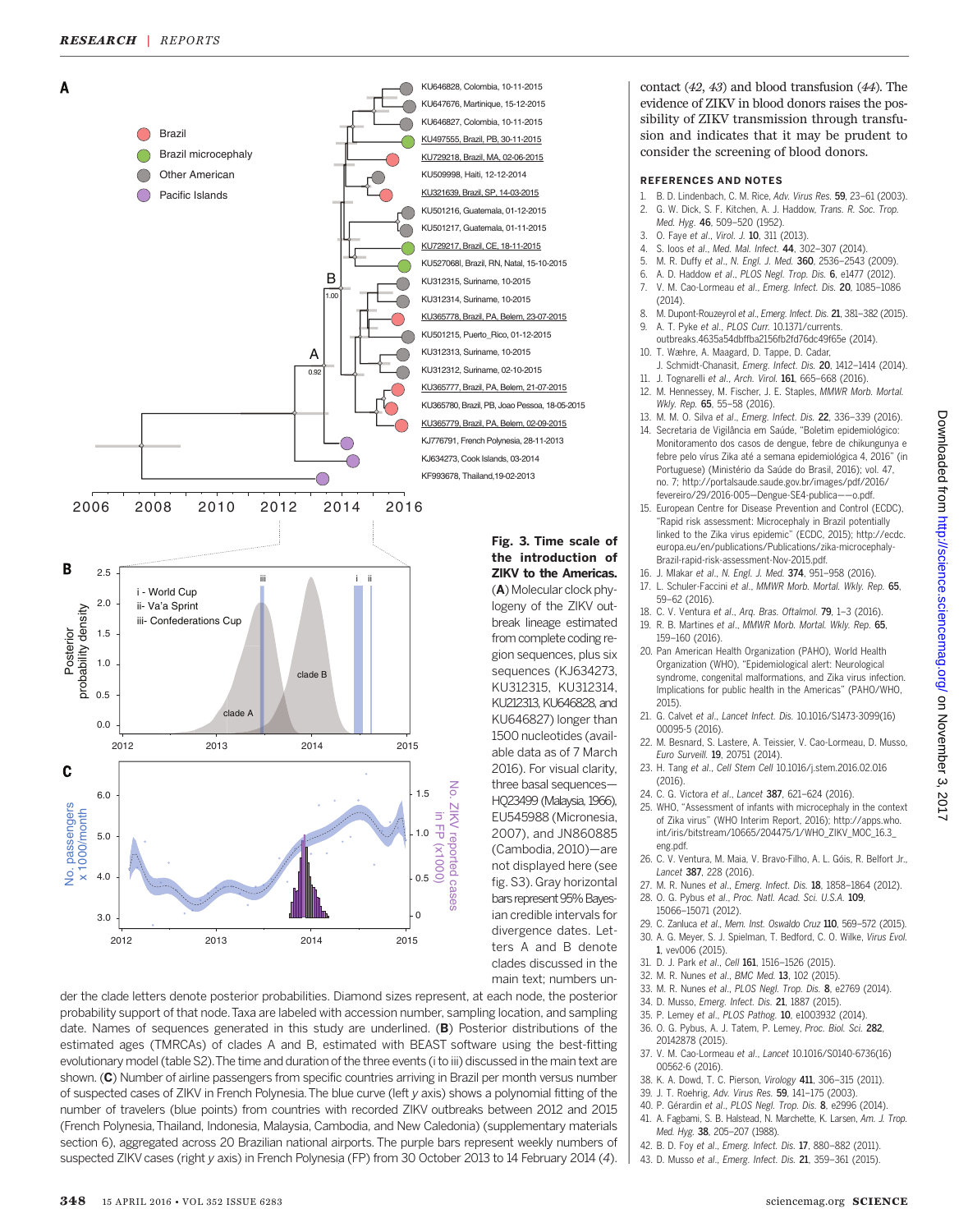**Fig. 3. Time scale of the introduction of ZIKV to the Americas.** (**A**) Molecular clock phylogeny of the ZIKV outbreak lineage estimated from complete coding region sequences, plus six sequences (KJ634273, KU312315, KU312314, KU212313, KU646828, and KU646827) longer than 1500 nucleotides (available data as of 7 March 2016). For visual clarity, three basal sequences—HQ23499 (Malaysia, 1966), EU545988 (Micronesia, 2007), and JN860885 (Cambodia, 2010)—are not displayed here (see fig. S3). Gray horizontal bars represent 95% Bayesian credible intervals for divergence dates. Letters A and B denote clades discussed in the main text; numbers under the clade letters denote posterior probabilities. Diamond sizes represent, at each node, the posterior probability support of that node. Taxa are labeled with accession number, sampling location, and sampling date. Names of sequences generated in this study are underlined. (**B**) Posterior distributions of the estimated ages (TMRCAs) of clades A and B, estimated with BEAST software using the best-fitting evolutionary model (table S2). The time and duration of the three events (i to iii) discussed in the main text are shown. (**C**) Number of airline passengers from specific countries arriving in Brazil per month versus number of suspected cases of ZIKV in French Polynesia. The blue curve (left y axis) shows a polynomial fitting of the number of travelers (blue points) from countries with recorded ZIKV outbreaks between 2012 and 2015 (French Polynesia, Thailand, Indonesia, Malaysia, Cambodia, and New Caledonia) (supplementary materials section 6), aggregated across 20 Brazilian national airports. The purple bars represent weekly numbers of suspected ZIKV cases (right y axis) in French Polynesia (FP) from 30 October 2013 to 14 February 2014 (*4*).

contact (*42*, *43*) and blood transfusion (*44*). The evidence of ZIKV in blood donors raises the possibility of ZIKV transmission through transfusion and indicates that it may be prudent to consider the screening of blood donors.

## REFERENCES AND NOTES

1. B. D. Lindenbach, C. M. Rice, *Adv. Virus Res.* **59**, 23–61 (2003).
2. G. W. Dick, S. F. Kitchen, A. J. Haddow, *Trans. R. Soc. Trop. Med. Hyg.* **46**, 509–520 (1952).
3. O. Faye *et al.*, *Virol. J.* **10**, 311 (2013).
4. S. Ioos *et al.*, *Med. Mal. Infect.* **44**, 302–307 (2014).
5. M. R. Duffy *et al.*, *N. Engl. J. Med.* **360**, 2536–2543 (2009).
6. A. D. Haddow *et al.*, *PLOS Negl. Trop. Dis.* **6**, e1477 (2012).
7. V. M. Cao-Lormeau *et al.*, *Emerg. Infect. Dis.* **20**, 1085–1086 (2014).
8. M. Dupont-Rouzeyrol *et al.*, *Emerg. Infect. Dis.* **21**, 381–382 (2015).
9. A. T. Pyke *et al.*, *PLOS Curr.* 10.1371/currents.outbreaks.4635a54dbffba2156fb2fd76dc49f65e (2014).
10. T. Wæhre, A. Maagard, D. Tappe, D. Cadar, J. Schmidt-Chanasit, *Emerg. Infect. Dis.* **20**, 1412–1414 (2014).
11. J. Tognarelli *et al.*, *Arch. Virol.* **161**, 665–668 (2016).
12. M. Hennessey, M. Fischer, J. E. Staples, *MMWR Morb. Mortal. Wkly. Rep.* **65**, 55–58 (2016).
13. M. M. O. Silva *et al.*, *Emerg. Infect. Dis.* **22**, 336–339 (2016).
14. Secretaria de Vigilância em Saúde, "Boletim epidemiológico: Monitoramento dos casos de dengue, febre de chikungunya e febre pelo vírus Zika até a semana epidemiológica 4, 2016" (in Portuguese) (Ministério da Saúde do Brasil, 2016); vol. 47, no. 7; http://portalsaude.saude.gov.br/images/pdf/2016/fevereiro/29/2016-005—Dengue-SE4-publica——o.pdf.
15. European Centre for Disease Prevention and Control (ECDC), "Rapid risk assessment: Microcephaly in Brazil potentially linked to the Zika virus epidemic" (ECDC, 2015); http://ecdc.europa.eu/en/publications/Publications/zika-microcephaly-Brazil-rapid-risk-assessment-Nov-2015.pdf.
16. J. Mlakar *et al.*, *N. Engl. J. Med.* **374**, 951–958 (2016).
17. L. Schuler-Faccini *et al.*, *MMWR Morb. Mortal. Wkly. Rep.* **65**, 59–62 (2016).
18. C. V. Ventura *et al.*, *Arq. Bras. Oftalmol.* **79**, 1–3 (2016).
19. R. B. Martines *et al.*, *MMWR Morb. Mortal. Wkly. Rep.* **65**, 159–160 (2016).
20. Pan American Health Organization (PAHO), World Health Organization (WHO), "Epidemiological alert: Neurological syndrome, congenital malformations, and Zika virus infection. Implications for public health in the Americas" (PAHO/WHO, 2015).
21. G. Calvet *et al.*, *Lancet Infect. Dis.* 10.1016/S1473-3099(16)00095-5 (2016).
22. M. Besnard, S. Lastere, A. Teissier, V. Cao-Lormeau, D. Musso, *Euro Surveill.* **19**, 20751 (2014).
23. H. Tang *et al.*, *Cell Stem Cell* 10.1016/j.stem.2016.02.016 (2016).
24. C. G. Victora *et al.*, *Lancet* **387**, 621–624 (2016).
25. WHO, "Assessment of infants with microcephaly in the context of Zika virus" (WHO Interim Report, 2016); http://apps.who.int/iris/bitstream/10665/204475/1/WHO_ZIKV_MOC_16.3_eng.pdf.
26. C. V. Ventura, M. Maia, V. Bravo-Filho, A. L. Góis, R. Belfort Jr., *Lancet* **387**, 228 (2016).
27. M. R. Nunes *et al.*, *Emerg. Infect. Dis.* **18**, 1858–1864 (2012).
28. O. G. Pybus *et al.*, *Proc. Natl. Acad. Sci. U.S.A.* **109**, 15066–15071 (2012).
29. C. Zanluca *et al.*, *Mem. Inst. Oswaldo Cruz* **110**, 569–572 (2015).
30. A. G. Meyer, S. J. Spielman, T. Bedford, C. O. Wilke, *Virus Evol.* **1**, vev006 (2015).
31. D. J. Park *et al.*, *Cell* **161**, 1516–1526 (2015).
32. M. R. Nunes *et al.*, *BMC Med.* **13**, 102 (2015).
33. M. R. Nunes *et al.*, *PLOS Negl. Trop. Dis.* **8**, e2769 (2014).
34. D. Musso, *Emerg. Infect. Dis.* **21**, 1887 (2015).
35. P. Lemey *et al.*, *PLOS Pathog.* **10**, e1003932 (2014).
36. O. G. Pybus, A. J. Tatem, P. Lemey, *Proc. Biol. Sci.* **282**, 20142878 (2015).
37. V. M. Cao-Lormeau *et al.*, *Lancet* 10.1016/S0140-6736(16)00562-6 (2016).
38. K. A. Dowd, T. C. Pierson, *Virology* **411**, 306–315 (2011).
39. J. T. Roehrig, *Adv. Virus Res.* **59**, 141–175 (2003).
40. P. Gérardin *et al.*, *PLOS Negl. Trop. Dis.* **8**, e2996 (2014).
41. A. Fagbami, S. B. Halstead, R. Marchette, K. Larsen, *Am. J. Trop. Med. Hyg.* **38**, 205–207 (1988).
42. B. D. Foy *et al.*, *Emerg. Infect. Dis.* **17**, 880–882 (2011).
43. D. Musso *et al.*, *Emerg. Infect. Dis.* **21**, 359–361 (2015).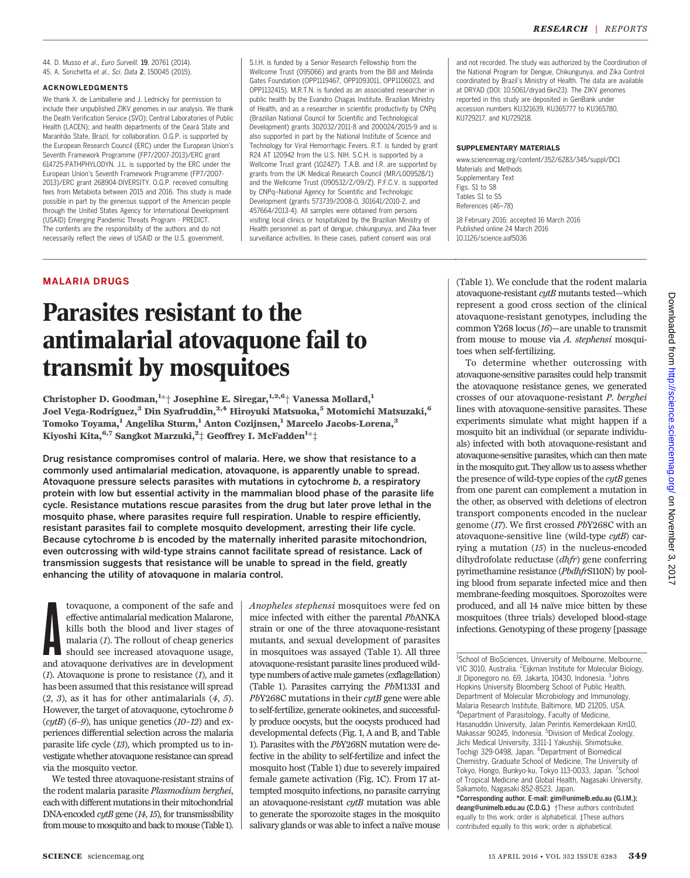44. D. Musso et al., Euro Surveill. 19, 20761 (2014).
45. A. Sorichetta et al., Sci. Data 2, 150045 (2015).

#### ACKNOWLEDGMENTS

We thank X. de Lamballerie and J. Lednicky for permission to include their unpublished ZIKV genomes in our analysis. We thank the Death Verification Service (SVO); Central Laboratories of Public Health (LACEN); and health departments of the Ceará State and Maranhão State, Brazil, for collaboration. O.G.P. is supported by the European Research Council (ERC) under the European Union's Seventh Framework Programme (FP7/2007-2013)/ERC grant 614725-PATHPHYLODYN. J.L. is supported by the ERC under the European Union's Seventh Framework Programme (FP7/2007-2013)/ERC grant 268904-DIVERSITY. O.G.P. received consulting fees from Metabiota between 2015 and 2016. This study is made possible in part by the generous support of the American people through the United States Agency for International Development (USAID) Emerging Pandemic Threats Program - PREDICT. The contents are the responsibility of the authors and do not necessarily reflect the views of USAID or the U.S. government. S.I.H. is funded by a Senior Research Fellowship from the Wellcome Trust (095066) and grants from the Bill and Melinda Gates Foundation (OPP1119467, OPP1093011, OPP1106023, and OPP1132415). M.R.T.N. is funded as an associated researcher in public health by the Evandro Chagas Institute, Brazilian Ministry of Health, and as a researcher in scientific productivity by CNPq (Brazilian National Council for Scientific and Technological Development) grants 302032/2011-8 and 200024/2015-9 and is also supported in part by the National Institute of Science and Technology for Viral Hemorrhagic Fevers. R.T. is funded by grant R24 AT 120942 from the U.S. NIH. S.C.H. is supported by a Wellcome Trust grant (102427). T.A.B. and I.R. are supported by grants from the UK Medical Research Council (MR/L009528/1) and the Wellcome Trust (090532/Z/09/Z). P.F.C.V. is supported by CNPq–National Agency for Scientific and Technologic Development (grants 573739/2008-0, 301641/2010-2, and 457664/2013-4). All samples were obtained from persons visiting local clinics or hospitalized by the Brazilian Ministry of Health personnel as part of dengue, chikungunya, and Zika fever surveillance activities. In these cases, patient consent was oral and not recorded. The study was authorized by the Coordination of the National Program for Dengue, Chikungunya, and Zika Control coordinated by Brazil's Ministry of Health. The data are available at DRYAD (DOI: 10.5061/dryad.6kn23). The ZIKV genomes reported in this study are deposited in GenBank under accession numbers KU321639, KU365777 to KU365780, KU729217, and KU729218.

#### SUPPLEMENTARY MATERIALS

www.sciencemag.org/content/352/6283/345/suppl/DC1
Materials and Methods
Supplementary Text
Figs. S1 to S8
Tables S1 to S5
References (46–78)

18 February 2016; accepted 16 March 2016
Published online 24 March 2016
10.1126/science.aaf5036

**MALARIA DRUGS**

# Parasites resistant to the antimalarial atovaquone fail to transmit by mosquitoes

**Christopher D. Goodman,[1]*† Josephine E. Siregar,[1,2,6]† Vanessa Mollard,[1] Joel Vega-Rodríguez,[3] Din Syafruddin,[2,4] Hiroyuki Matsuoka,[5] Motomichi Matsuzaki,[6] Tomoko Toyama,[1] Angelika Sturm,[1] Anton Cozijnsen,[1] Marcelo Jacobs-Lorena,[3] Kiyoshi Kita,[6,7] Sangkot Marzuki,[2]‡ Geoffrey I. McFadden[1]*‡**

**Drug resistance compromises control of malaria. Here, we show that resistance to a commonly used antimalarial medication, atovaquone, is apparently unable to spread. Atovaquone pressure selects parasites with mutations in cytochrome b, a respiratory protein with low but essential activity in the mammalian blood phase of the parasite life cycle. Resistance mutations rescue parasites from the drug but later prove lethal in the mosquito phase, where parasites require full respiration. Unable to respire efficiently, resistant parasites fail to complete mosquito development, arresting their life cycle. Because cytochrome b is encoded by the maternally inherited parasite mitochondrion, even outcrossing with wild-type strains cannot facilitate spread of resistance. Lack of transmission suggests that resistance will be unable to spread in the field, greatly enhancing the utility of atovaquone in malaria control.**

Atovaquone, a component of the safe and effective antimalarial medication Malarone, kills both the blood and liver stages of malaria (1). The rollout of cheap generics should see increased atovaquone usage, and atovaquone derivatives are in development (1). Atovaquone is prone to resistance (1), and it has been assumed that this resistance will spread (2, 3), as it has for other antimalarials (4, 5). However, the target of atovaquone, cytochrome b (*cytB*) (6–9), has unique genetics (10–12) and experiences differential selection across the malaria parasite life cycle (13), which prompted us to investigate whether atovaquone resistance can spread via the mosquito vector.

We tested three atovaquone-resistant strains of the rodent malaria parasite *Plasmodium berghei*, each with different mutations in their mitochondrial DNA-encoded *cytB* gene (14, 15), for transmissibility from mouse to mosquito and back to mouse (Table 1). *Anopheles stephensi* mosquitoes were fed on mice infected with either the parental *Pb*ANKA strain or one of the three atovaquone-resistant mutants, and sexual development of parasites in mosquitoes was assayed (Table 1). All three atovaquone-resistant parasite lines produced wild-type numbers of active male gametes (exflagellation) (Table 1). Parasites carrying the *Pb*M133I and *Pb*Y268C mutations in their *cytB* gene were able to self-fertilize, generate ookinetes, and successfully produce oocysts, but the oocysts produced had developmental defects (Fig. 1, A and B, and Table 1). Parasites with the *Pb*Y268N mutation were defective in the ability to self-fertilize and infect the mosquito host (Table 1) due to severely impaired female gamete activation (Fig. 1C). From 17 attempted mosquito infections, no parasite carrying an atovaquone-resistant *cytB* mutation was able to generate the sporozoite stages in the mosquito salivary glands or was able to infect a naïve mouse (Table 1). We conclude that the rodent malaria atovaquone-resistant *cytB* mutants tested—which represent a good cross section of the clinical atovaquone-resistant genotypes, including the common Y268 locus (16)—are unable to transmit from mouse to mouse via *A. stephensi* mosquitoes when self-fertilizing.

To determine whether outcrossing with atovaquone-sensitive parasites could help transmit the atovaquone resistance genes, we generated crosses of our atovaquone-resistant *P. berghei* lines with atovaquone-sensitive parasites. These experiments simulate what might happen if a mosquito bit an individual (or separate individuals) infected with both atovaquone-resistant and atovaquone-sensitive parasites, which can then mate in the mosquito gut. They allow us to assess whether the presence of wild-type copies of the *cytB* genes from one parent can complement a mutation in the other, as observed with deletions of electron transport components encoded in the nuclear genome (17). We first crossed *Pb*Y268C with an atovaquone-sensitive line (wild-type *cytB*) carrying a mutation (15) in the nucleus-encoded dihydrofolate reductase (*dhfr*) gene conferring pyrimethamine resistance (*Pbdhfr*S110N) by pooling blood from separate infected mice and then membrane-feeding mosquitoes. Sporozoites were produced, and all 14 naïve mice bitten by these mosquitoes (three trials) developed blood-stage infections. Genotyping of these progeny [passage

[1]School of BioSciences, University of Melbourne, Melbourne, VIC 3010, Australia. [2]Eijkman Institute for Molecular Biology, Jl Diponegoro no. 69, Jakarta, 10430, Indonesia. [3]Johns Hopkins University Bloomberg School of Public Health, Department of Molecular Microbiology and Immunology, Malaria Research Institute, Baltimore, MD 21205, USA. [4]Department of Parasitology, Faculty of Medicine, Hasanuddin University, Jalan Perintis Kemerdekaan Km10, Makassar 90245, Indonesia. [5]Division of Medical Zoology, Jichi Medical University, 3311-1 Yakushiji, Shimotsuke, Tochigi 329-0498, Japan. [6]Department of Biomedical Chemistry, Graduate School of Medicine, The University of Tokyo, Hongo, Bunkyo-ku, Tokyo 113-0033, Japan. [7]School of Tropical Medicine and Global Health, Nagasaki University, Sakamoto, Nagasaki 852-8523, Japan.
*Corresponding author. E-mail: gim@unimelb.edu.au (G.I.M.); deang@unimelb.edu.au (C.D.G.) †These authors contributed equally to this work; order is alphabetical. ‡These authors contributed equally to this work; order is alphabetical.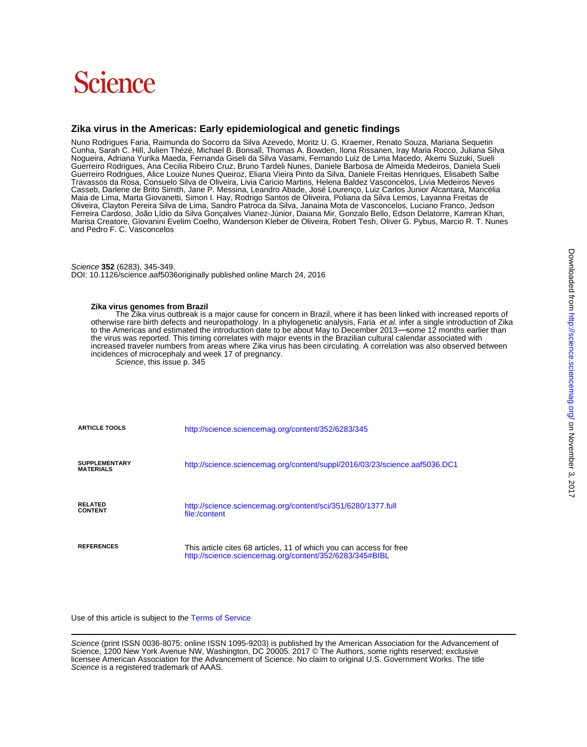# Science

## Zika virus in the Americas: Early epidemiological and genetic findings

Nuno Rodrigues Faria, Raimunda do Socorro da Silva Azevedo, Moritz U. G. Kraemer, Renato Souza, Mariana Sequetin Cunha, Sarah C. Hill, Julien Thézé, Michael B. Bonsall, Thomas A. Bowden, Ilona Rissanen, Iray Maria Rocco, Juliana Silva Nogueira, Adriana Yurika Maeda, Fernanda Giseli da Silva Vasami, Fernando Luiz de Lima Macedo, Akemi Suzuki, Sueli Guerreiro Rodrigues, Ana Cecilia Ribeiro Cruz, Bruno Tardeli Nunes, Daniele Barbosa de Almeida Medeiros, Daniela Sueli Guerreiro Rodrigues, Alice Louize Nunes Queiroz, Eliana Vieira Pinto da Silva, Daniele Freitas Henriques, Elisabeth Salbe Travassos da Rosa, Consuelo Silva de Oliveira, Livia Caricio Martins, Helena Baldez Vasconcelos, Livia Medeiros Neves Casseb, Darlene de Brito Simith, Jane P. Messina, Leandro Abade, José Lourenço, Luiz Carlos Junior Alcantara, Maricélia Maia de Lima, Marta Giovanetti, Simon I. Hay, Rodrigo Santos de Oliveira, Poliana da Silva Lemos, Layanna Freitas de Oliveira, Clayton Pereira Silva de Lima, Sandro Patroca da Silva, Janaina Mota de Vasconcelos, Luciano Franco, Jedson Ferreira Cardoso, João Lídio da Silva Gonçalves Vianez-Júnior, Daiana Mir, Gonzalo Bello, Edson Delatorre, Kamran Khan, Marisa Creatore, Giovanini Evelim Coelho, Wanderson Kleber de Oliveira, Robert Tesh, Oliver G. Pybus, Marcio R. T. Nunes and Pedro F. C. Vasconcelos

*Science* **352** (6283), 345-349.
DOI: 10.1126/science.aaf5036originally published online March 24, 2016

**Zika virus genomes from Brazil**

The Zika virus outbreak is a major cause for concern in Brazil, where it has been linked with increased reports of otherwise rare birth defects and neuropathology. In a phylogenetic analysis, Faria *et al.* infer a single introduction of Zika to the Americas and estimated the introduction date to be about May to December 2013—some 12 months earlier than the virus was reported. This timing correlates with major events in the Brazilian cultural calendar associated with increased traveler numbers from areas where Zika virus has been circulating. A correlation was also observed between incidences of microcephaly and week 17 of pregnancy.

*Science*, this issue p. 345

| | |
|---|---|
| **ARTICLE TOOLS** | http://science.sciencemag.org/content/352/6283/345 |
| **SUPPLEMENTARY MATERIALS** | http://science.sciencemag.org/content/suppl/2016/03/23/science.aaf5036.DC1 |
| **RELATED CONTENT** | http://science.sciencemag.org/content/sci/351/6280/1377.full file:/content |
| **REFERENCES** | This article cites 68 articles, 11 of which you can access for free http://science.sciencemag.org/content/352/6283/345#BIBL |

Use of this article is subject to the Terms of Service

*Science* (print ISSN 0036-8075; online ISSN 1095-9203) is published by the American Association for the Advancement of Science, 1200 New York Avenue NW, Washington, DC 20005. 2017 © The Authors, some rights reserved; exclusive licensee American Association for the Advancement of Science. No claim to original U.S. Government Works. The title *Science* is a registered trademark of AAAS.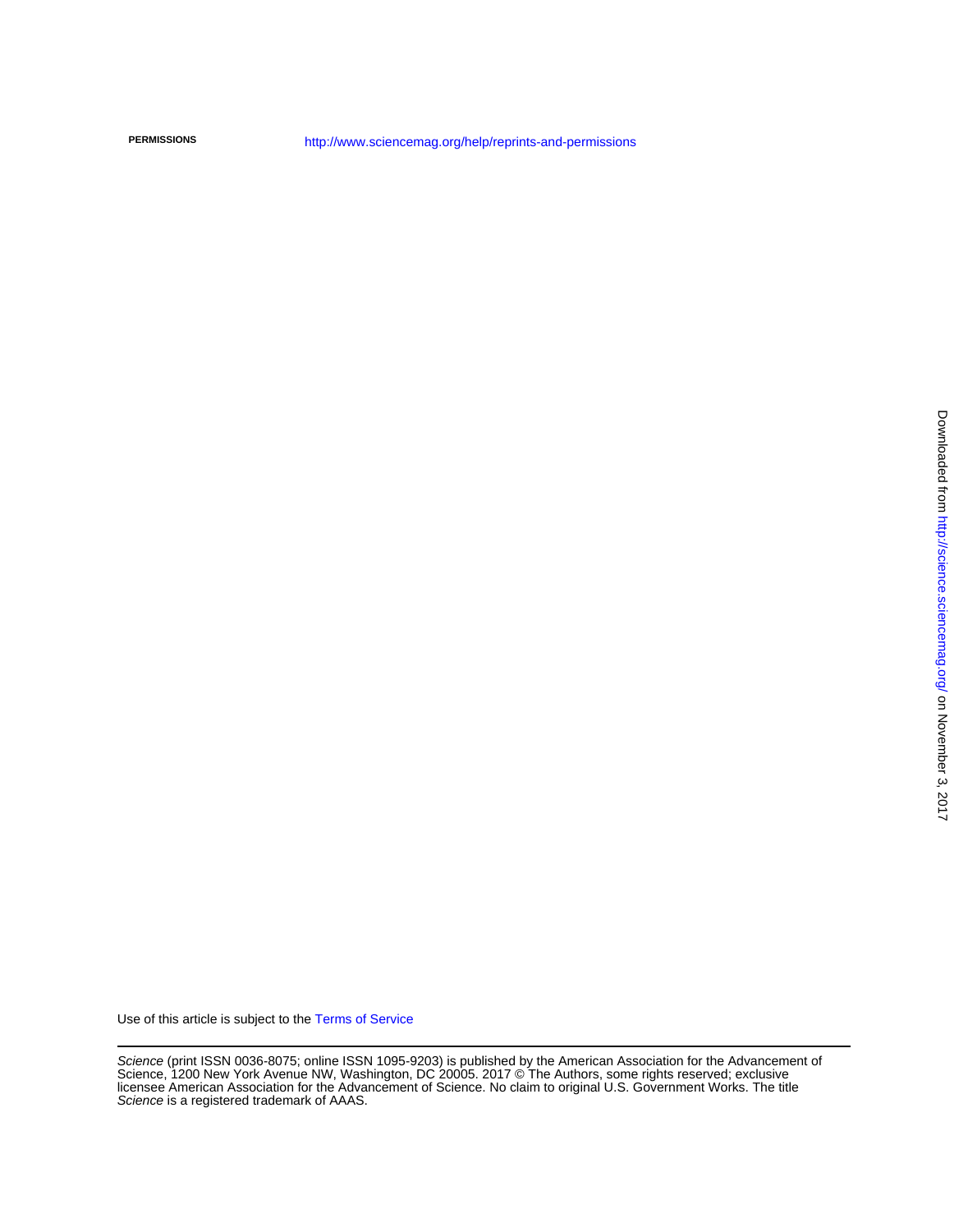**PERMISSIONS** http://www.sciencemag.org/help/reprints-and-permissions

Use of this article is subject to the Terms of Service

*Science* (print ISSN 0036-8075; online ISSN 1095-9203) is published by the American Association for the Advancement of Science, 1200 New York Avenue NW, Washington, DC 20005. 2017 © The Authors, some rights reserved; exclusive licensee American Association for the Advancement of Science. No claim to original U.S. Government Works. The title *Science* is a registered trademark of AAAS.

Downloaded from http://science.sciencemag.org/ on November 3, 2017